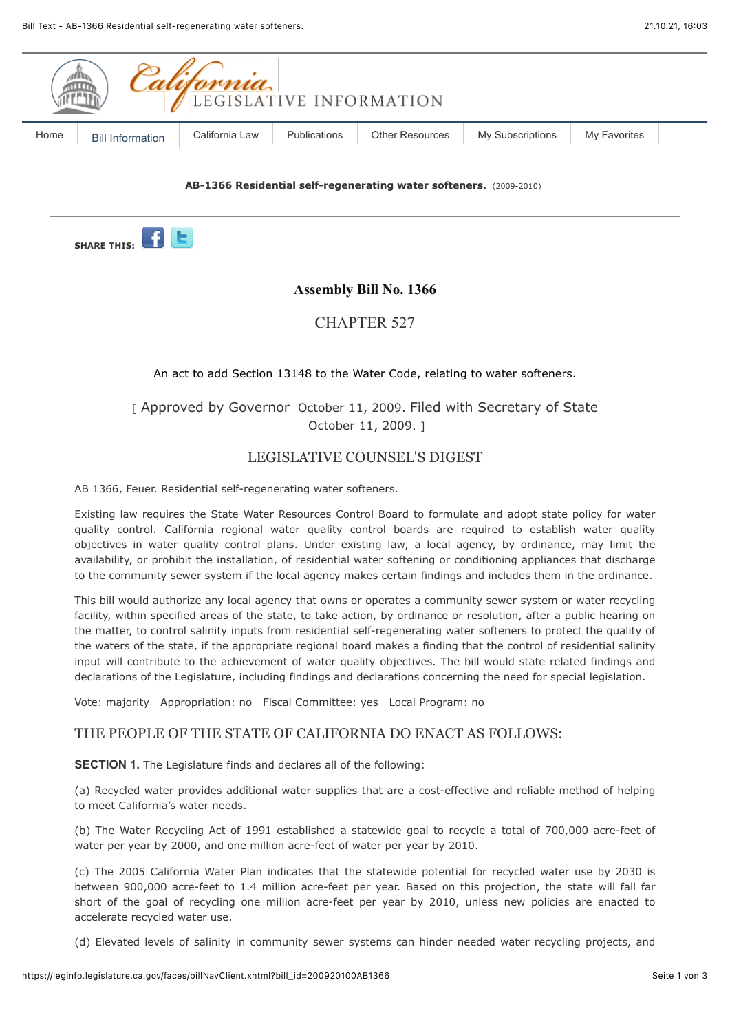**AB-1366 Residential self-regenerating water softeners.** (2009-2010)

# Assembly Bill No. 1366

## CHAPTER 527

An act to add Section 13148 to the Water Code, relating to water softeners.

[ Approved by Governor October 11, 2009. Filed with Secretary of State October 11, 2009. ]

## LEGISLATIVE COUNSEL'S DIGEST

AB 1366, Feuer. Residential self-regenerating water softeners.

Existing law requires the State Water Resources Control Board to formulate and adopt state policy for water quality control. California regional water quality control boards are required to establish water quality objectives in water quality control plans. Under existing law, a local agency, by ordinance, may limit the availability, or prohibit the installation, of residential water softening or conditioning appliances that discharge to the community sewer system if the local agency makes certain findings and includes them in the ordinance.

This bill would authorize any local agency that owns or operates a community sewer system or water recycling facility, within specified areas of the state, to take action, by ordinance or resolution, after a public hearing on the matter, to control salinity inputs from residential self-regenerating water softeners to protect the quality of the waters of the state, if the appropriate regional board makes a finding that the control of residential salinity input will contribute to the achievement of water quality objectives. The bill would state related findings and declarations of the Legislature, including findings and declarations concerning the need for special legislation.

Vote: majority Appropriation: no Fiscal Committee: yes Local Program: no

## THE PEOPLE OF THE STATE OF CALIFORNIA DO ENACT AS FOLLOWS:

**SECTION 1.** The Legislature finds and declares all of the following:

(a) Recycled water provides additional water supplies that are a cost-effective and reliable method of helping to meet California's water needs.

(b) The Water Recycling Act of 1991 established a statewide goal to recycle a total of 700,000 acre-feet of water per year by 2000, and one million acre-feet of water per year by 2010.

(c) The 2005 California Water Plan indicates that the statewide potential for recycled water use by 2030 is between 900,000 acre-feet to 1.4 million acre-feet per year. Based on this projection, the state will fall far short of the goal of recycling one million acre-feet per year by 2010, unless new policies are enacted to accelerate recycled water use.

(d) Elevated levels of salinity in community sewer systems can hinder needed water recycling projects, and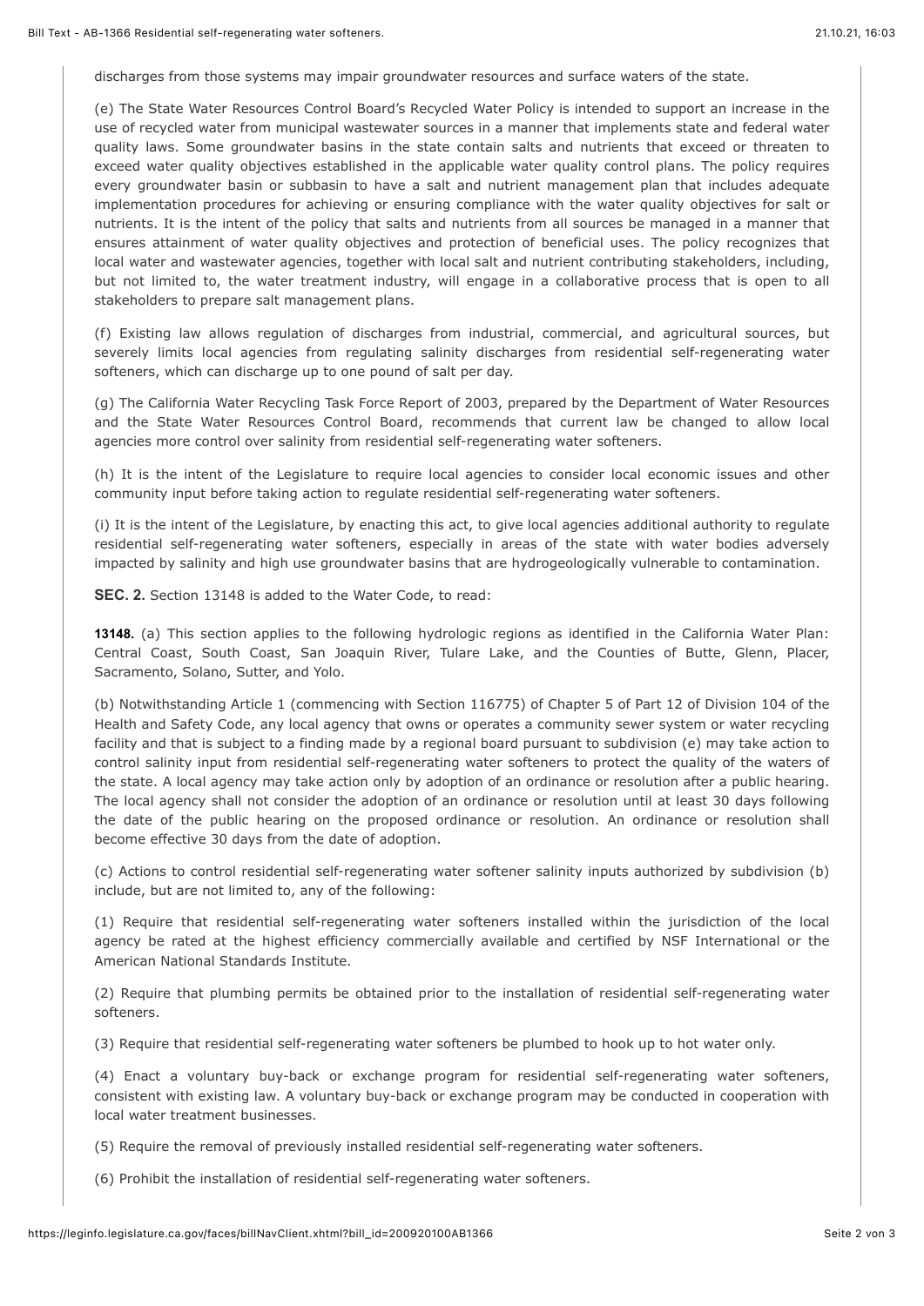discharges from those systems may impair groundwater resources and surface waters of the state.

(e) The State Water Resources Control Board's Recycled Water Policy is intended to support an increase in the use of recycled water from municipal wastewater sources in a manner that implements state and federal water quality laws. Some groundwater basins in the state contain salts and nutrients that exceed or threaten to exceed water quality objectives established in the applicable water quality control plans. The policy requires every groundwater basin or subbasin to have a salt and nutrient management plan that includes adequate implementation procedures for achieving or ensuring compliance with the water quality objectives for salt or nutrients. It is the intent of the policy that salts and nutrients from all sources be managed in a manner that ensures attainment of water quality objectives and protection of beneficial uses. The policy recognizes that local water and wastewater agencies, together with local salt and nutrient contributing stakeholders, including, but not limited to, the water treatment industry, will engage in a collaborative process that is open to all stakeholders to prepare salt management plans.

(f) Existing law allows regulation of discharges from industrial, commercial, and agricultural sources, but severely limits local agencies from regulating salinity discharges from residential self-regenerating water softeners, which can discharge up to one pound of salt per day.

(g) The California Water Recycling Task Force Report of 2003, prepared by the Department of Water Resources and the State Water Resources Control Board, recommends that current law be changed to allow local agencies more control over salinity from residential self-regenerating water softeners.

(h) It is the intent of the Legislature to require local agencies to consider local economic issues and other community input before taking action to regulate residential self-regenerating water softeners.

(i) It is the intent of the Legislature, by enacting this act, to give local agencies additional authority to regulate residential self-regenerating water softeners, especially in areas of the state with water bodies adversely impacted by salinity and high use groundwater basins that are hydrogeologically vulnerable to contamination.

**SEC. 2.** Section 13148 is added to the Water Code, to read:

**13148.** (a) This section applies to the following hydrologic regions as identified in the California Water Plan: Central Coast, South Coast, San Joaquin River, Tulare Lake, and the Counties of Butte, Glenn, Placer, Sacramento, Solano, Sutter, and Yolo.

(b) Notwithstanding Article 1 (commencing with Section 116775) of Chapter 5 of Part 12 of Division 104 of the Health and Safety Code, any local agency that owns or operates a community sewer system or water recycling facility and that is subject to a finding made by a regional board pursuant to subdivision (e) may take action to control salinity input from residential self-regenerating water softeners to protect the quality of the waters of the state. A local agency may take action only by adoption of an ordinance or resolution after a public hearing. The local agency shall not consider the adoption of an ordinance or resolution until at least 30 days following the date of the public hearing on the proposed ordinance or resolution. An ordinance or resolution shall become effective 30 days from the date of adoption.

(c) Actions to control residential self-regenerating water softener salinity inputs authorized by subdivision (b) include, but are not limited to, any of the following:

(1) Require that residential self-regenerating water softeners installed within the jurisdiction of the local agency be rated at the highest efficiency commercially available and certified by NSF International or the American National Standards Institute.

(2) Require that plumbing permits be obtained prior to the installation of residential self-regenerating water softeners.

(3) Require that residential self-regenerating water softeners be plumbed to hook up to hot water only.

(4) Enact a voluntary buy-back or exchange program for residential self-regenerating water softeners, consistent with existing law. A voluntary buy-back or exchange program may be conducted in cooperation with local water treatment businesses.

(5) Require the removal of previously installed residential self-regenerating water softeners.

(6) Prohibit the installation of residential self-regenerating water softeners.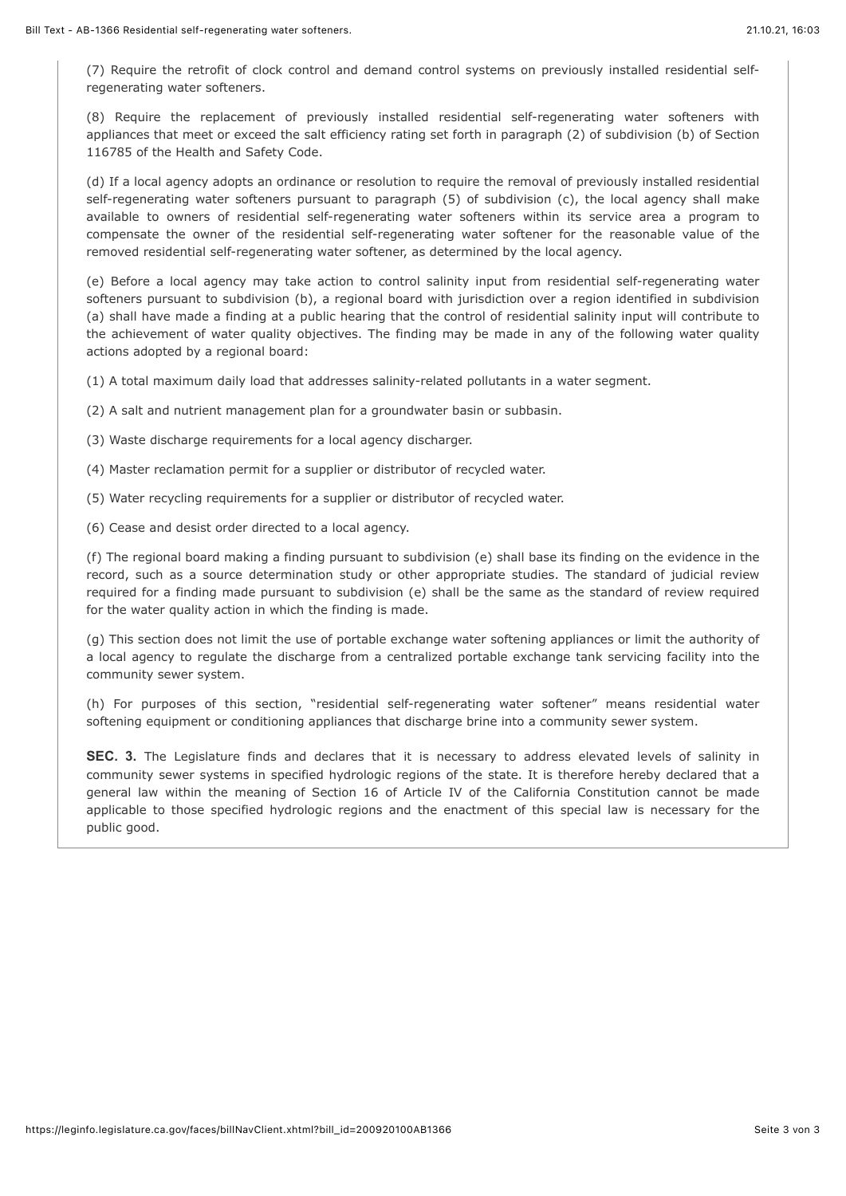(7) Require the retrofit of clock control and demand control systems on previously installed residential self-regenerating water softeners.

(8) Require the replacement of previously installed residential self-regenerating water softeners with appliances that meet or exceed the salt efficiency rating set forth in paragraph (2) of subdivision (b) of Section 116785 of the Health and Safety Code.

(d) If a local agency adopts an ordinance or resolution to require the removal of previously installed residential self-regenerating water softeners pursuant to paragraph (5) of subdivision (c), the local agency shall make available to owners of residential self-regenerating water softeners within its service area a program to compensate the owner of the residential self-regenerating water softener for the reasonable value of the removed residential self-regenerating water softener, as determined by the local agency.

(e) Before a local agency may take action to control salinity input from residential self-regenerating water softeners pursuant to subdivision (b), a regional board with jurisdiction over a region identified in subdivision (a) shall have made a finding at a public hearing that the control of residential salinity input will contribute to the achievement of water quality objectives. The finding may be made in any of the following water quality actions adopted by a regional board:

(1) A total maximum daily load that addresses salinity-related pollutants in a water segment.

(2) A salt and nutrient management plan for a groundwater basin or subbasin.

(3) Waste discharge requirements for a local agency discharger.

(4) Master reclamation permit for a supplier or distributor of recycled water.

(5) Water recycling requirements for a supplier or distributor of recycled water.

(6) Cease and desist order directed to a local agency.

(f) The regional board making a finding pursuant to subdivision (e) shall base its finding on the evidence in the record, such as a source determination study or other appropriate studies. The standard of judicial review required for a finding made pursuant to subdivision (e) shall be the same as the standard of review required for the water quality action in which the finding is made.

(g) This section does not limit the use of portable exchange water softening appliances or limit the authority of a local agency to regulate the discharge from a centralized portable exchange tank servicing facility into the community sewer system.

(h) For purposes of this section, "residential self-regenerating water softener" means residential water softening equipment or conditioning appliances that discharge brine into a community sewer system.

**SEC. 3.** The Legislature finds and declares that it is necessary to address elevated levels of salinity in community sewer systems in specified hydrologic regions of the state. It is therefore hereby declared that a general law within the meaning of Section 16 of Article IV of the California Constitution cannot be made applicable to those specified hydrologic regions and the enactment of this special law is necessary for the public good.